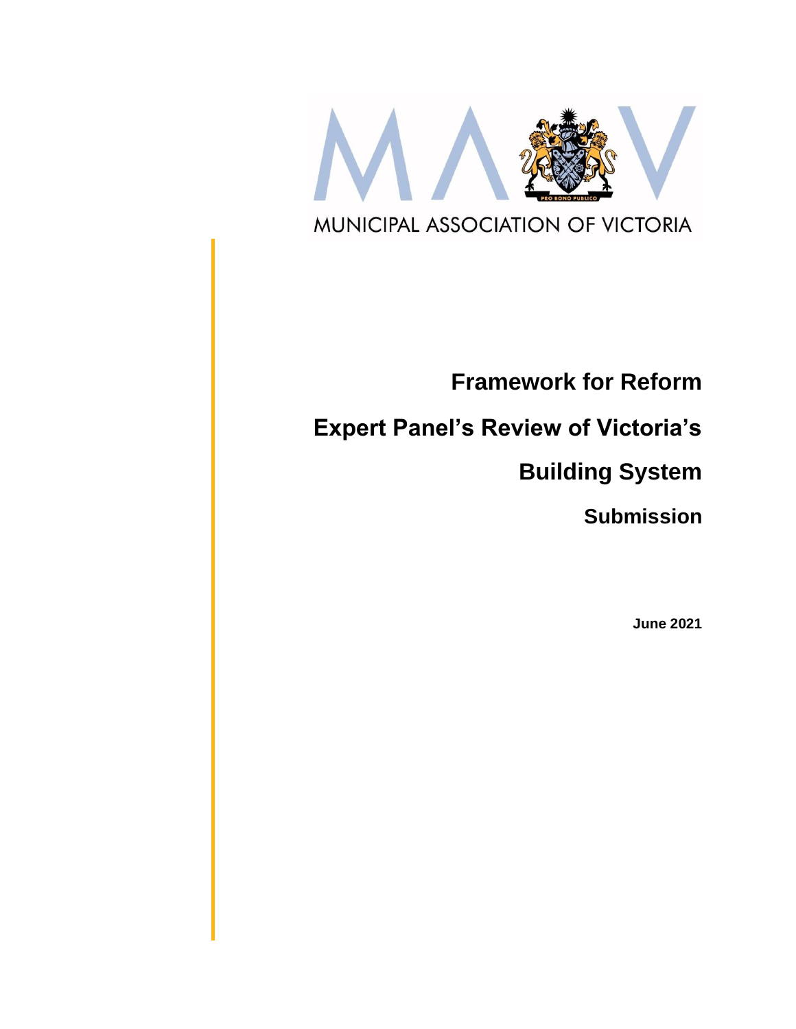MUNICIPAL ASSOCIATION OF VICTORIA

# Framework for Reform

# Expert Panel's Review of Victoria's Building System

## Submission

**June 2021**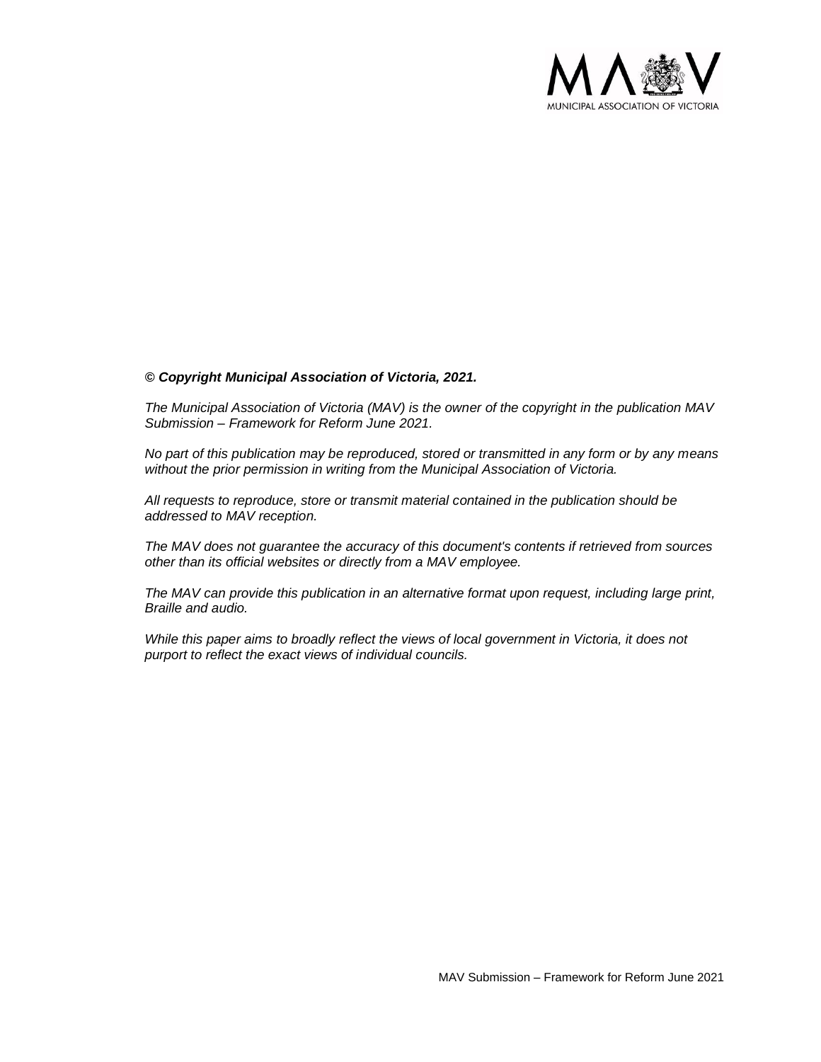***© Copyright Municipal Association of Victoria, 2021.***

*The Municipal Association of Victoria (MAV) is the owner of the copyright in the publication MAV Submission – Framework for Reform June 2021.*

*No part of this publication may be reproduced, stored or transmitted in any form or by any means without the prior permission in writing from the Municipal Association of Victoria.*

*All requests to reproduce, store or transmit material contained in the publication should be addressed to MAV reception.*

*The MAV does not guarantee the accuracy of this document's contents if retrieved from sources other than its official websites or directly from a MAV employee.*

*The MAV can provide this publication in an alternative format upon request, including large print, Braille and audio.*

*While this paper aims to broadly reflect the views of local government in Victoria, it does not purport to reflect the exact views of individual councils.*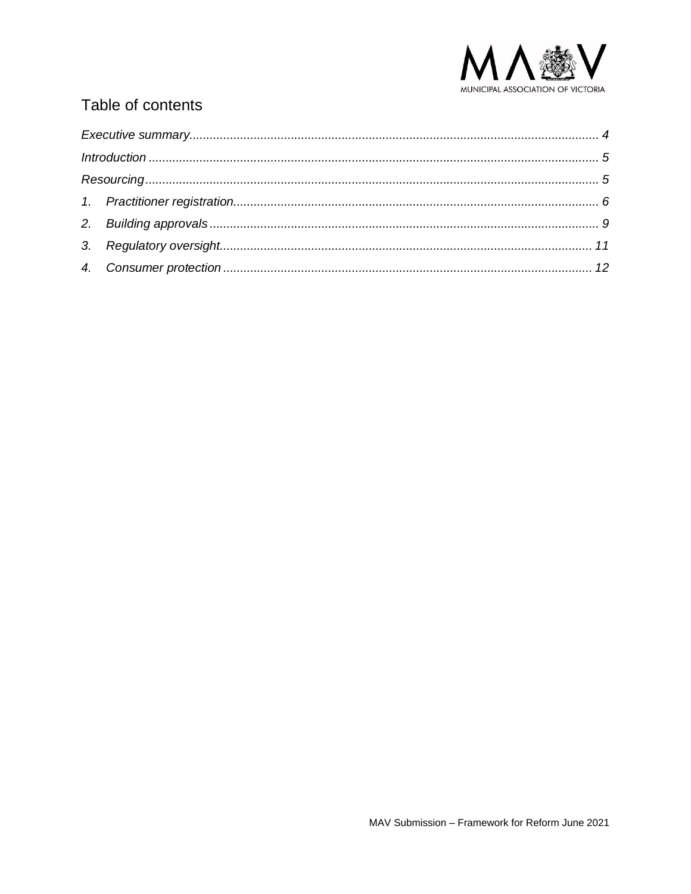## Table of contents

*Executive summary* ........ 4

*Introduction* ........ 5

*Resourcing* ........ 5

*1. Practitioner registration* ........ 6

*2. Building approvals* ........ 9

*3. Regulatory oversight* ........ 11

*4. Consumer protection* ........ 12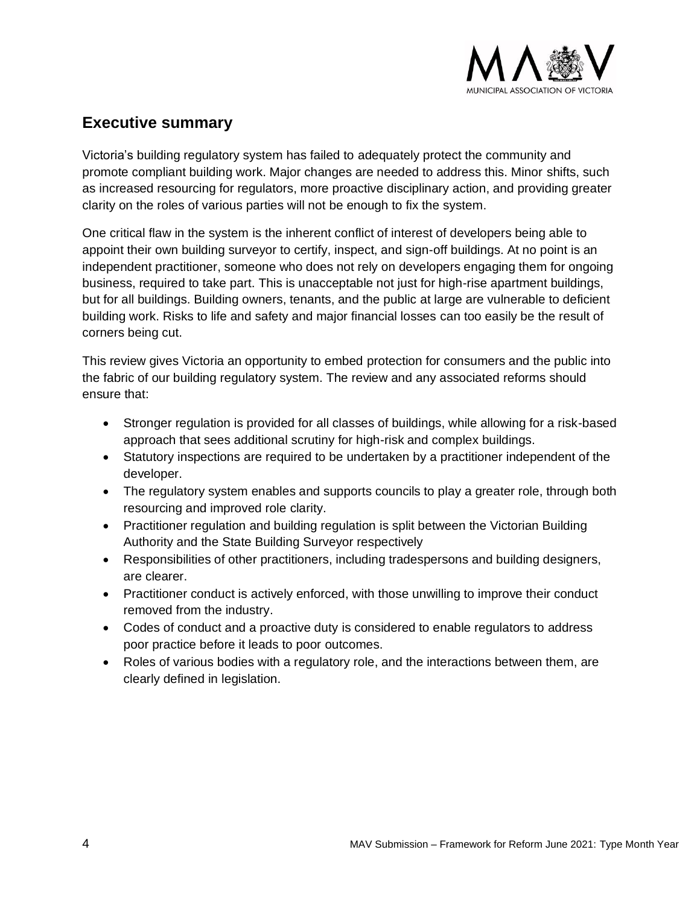## Executive summary

Victoria's building regulatory system has failed to adequately protect the community and promote compliant building work. Major changes are needed to address this. Minor shifts, such as increased resourcing for regulators, more proactive disciplinary action, and providing greater clarity on the roles of various parties will not be enough to fix the system.

One critical flaw in the system is the inherent conflict of interest of developers being able to appoint their own building surveyor to certify, inspect, and sign-off buildings. At no point is an independent practitioner, someone who does not rely on developers engaging them for ongoing business, required to take part. This is unacceptable not just for high-rise apartment buildings, but for all buildings. Building owners, tenants, and the public at large are vulnerable to deficient building work. Risks to life and safety and major financial losses can too easily be the result of corners being cut.

This review gives Victoria an opportunity to embed protection for consumers and the public into the fabric of our building regulatory system. The review and any associated reforms should ensure that:

- Stronger regulation is provided for all classes of buildings, while allowing for a risk-based approach that sees additional scrutiny for high-risk and complex buildings.
- Statutory inspections are required to be undertaken by a practitioner independent of the developer.
- The regulatory system enables and supports councils to play a greater role, through both resourcing and improved role clarity.
- Practitioner regulation and building regulation is split between the Victorian Building Authority and the State Building Surveyor respectively
- Responsibilities of other practitioners, including tradespersons and building designers, are clearer.
- Practitioner conduct is actively enforced, with those unwilling to improve their conduct removed from the industry.
- Codes of conduct and a proactive duty is considered to enable regulators to address poor practice before it leads to poor outcomes.
- Roles of various bodies with a regulatory role, and the interactions between them, are clearly defined in legislation.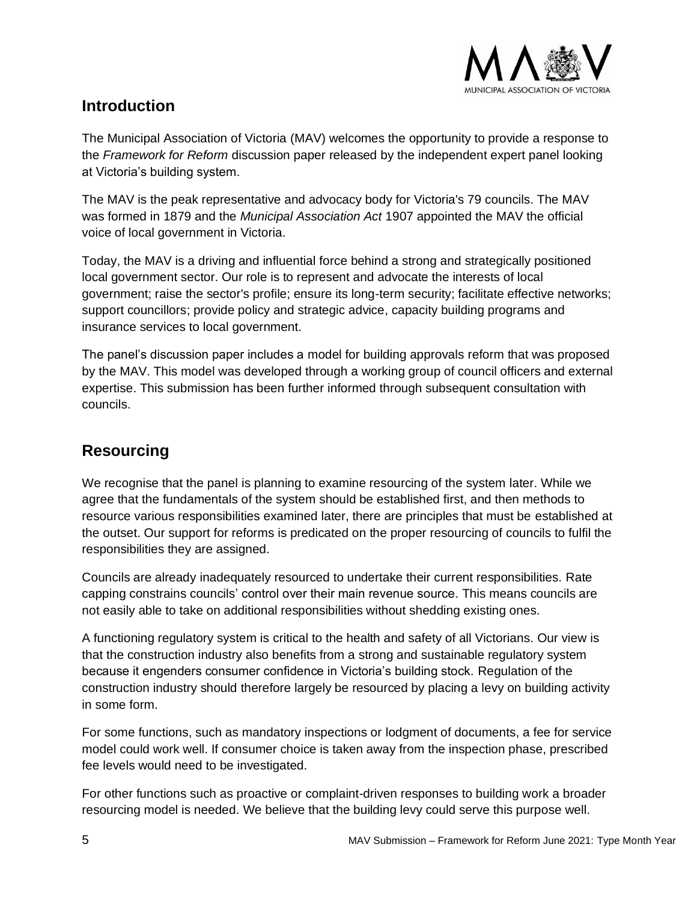## Introduction

The Municipal Association of Victoria (MAV) welcomes the opportunity to provide a response to the *Framework for Reform* discussion paper released by the independent expert panel looking at Victoria's building system.

The MAV is the peak representative and advocacy body for Victoria's 79 councils. The MAV was formed in 1879 and the *Municipal Association Act* 1907 appointed the MAV the official voice of local government in Victoria.

Today, the MAV is a driving and influential force behind a strong and strategically positioned local government sector. Our role is to represent and advocate the interests of local government; raise the sector's profile; ensure its long-term security; facilitate effective networks; support councillors; provide policy and strategic advice, capacity building programs and insurance services to local government.

The panel's discussion paper includes a model for building approvals reform that was proposed by the MAV. This model was developed through a working group of council officers and external expertise. This submission has been further informed through subsequent consultation with councils.

## Resourcing

We recognise that the panel is planning to examine resourcing of the system later. While we agree that the fundamentals of the system should be established first, and then methods to resource various responsibilities examined later, there are principles that must be established at the outset. Our support for reforms is predicated on the proper resourcing of councils to fulfil the responsibilities they are assigned.

Councils are already inadequately resourced to undertake their current responsibilities. Rate capping constrains councils' control over their main revenue source. This means councils are not easily able to take on additional responsibilities without shedding existing ones.

A functioning regulatory system is critical to the health and safety of all Victorians. Our view is that the construction industry also benefits from a strong and sustainable regulatory system because it engenders consumer confidence in Victoria's building stock. Regulation of the construction industry should therefore largely be resourced by placing a levy on building activity in some form.

For some functions, such as mandatory inspections or lodgment of documents, a fee for service model could work well. If consumer choice is taken away from the inspection phase, prescribed fee levels would need to be investigated.

For other functions such as proactive or complaint-driven responses to building work a broader resourcing model is needed. We believe that the building levy could serve this purpose well.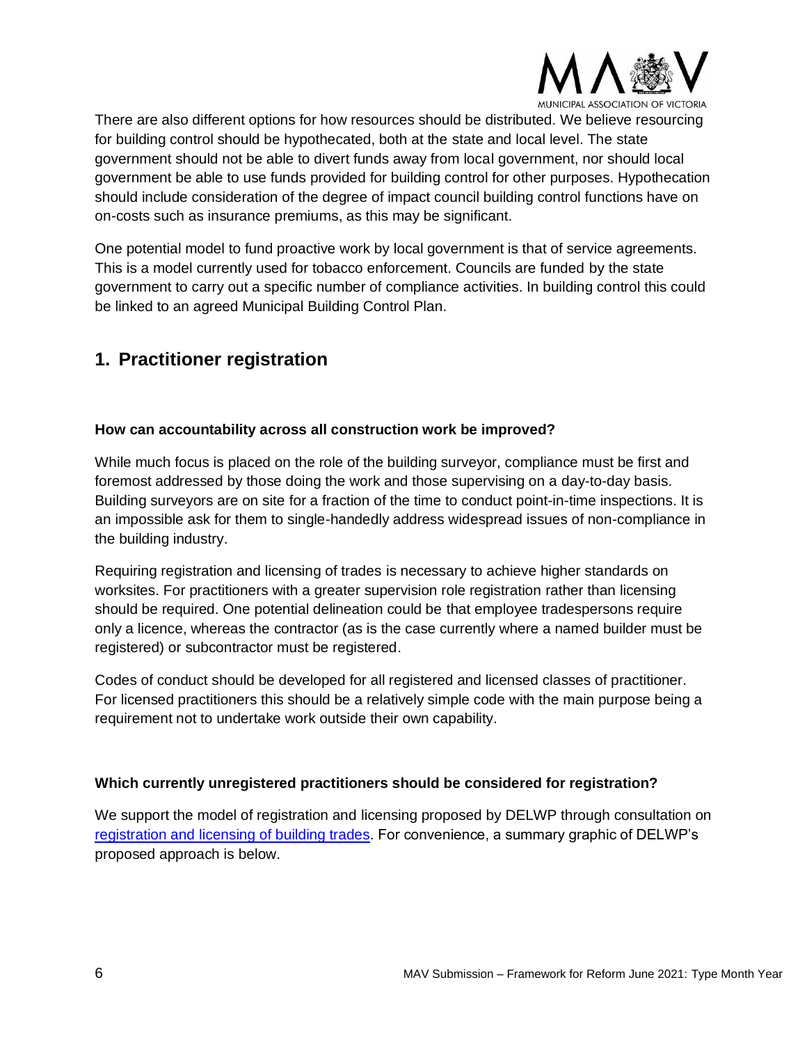There are also different options for how resources should be distributed. We believe resourcing for building control should be hypothecated, both at the state and local level. The state government should not be able to divert funds away from local government, nor should local government be able to use funds provided for building control for other purposes. Hypothecation should include consideration of the degree of impact council building control functions have on on-costs such as insurance premiums, as this may be significant.

One potential model to fund proactive work by local government is that of service agreements. This is a model currently used for tobacco enforcement. Councils are funded by the state government to carry out a specific number of compliance activities. In building control this could be linked to an agreed Municipal Building Control Plan.

## 1. Practitioner registration

**How can accountability across all construction work be improved?**

While much focus is placed on the role of the building surveyor, compliance must be first and foremost addressed by those doing the work and those supervising on a day-to-day basis. Building surveyors are on site for a fraction of the time to conduct point-in-time inspections. It is an impossible ask for them to single-handedly address widespread issues of non-compliance in the building industry.

Requiring registration and licensing of trades is necessary to achieve higher standards on worksites. For practitioners with a greater supervision role registration rather than licensing should be required. One potential delineation could be that employee tradespersons require only a licence, whereas the contractor (as is the case currently where a named builder must be registered) or subcontractor must be registered.

Codes of conduct should be developed for all registered and licensed classes of practitioner. For licensed practitioners this should be a relatively simple code with the main purpose being a requirement not to undertake work outside their own capability.

**Which currently unregistered practitioners should be considered for registration?**

We support the model of registration and licensing proposed by DELWP through consultation on registration and licensing of building trades. For convenience, a summary graphic of DELWP's proposed approach is below.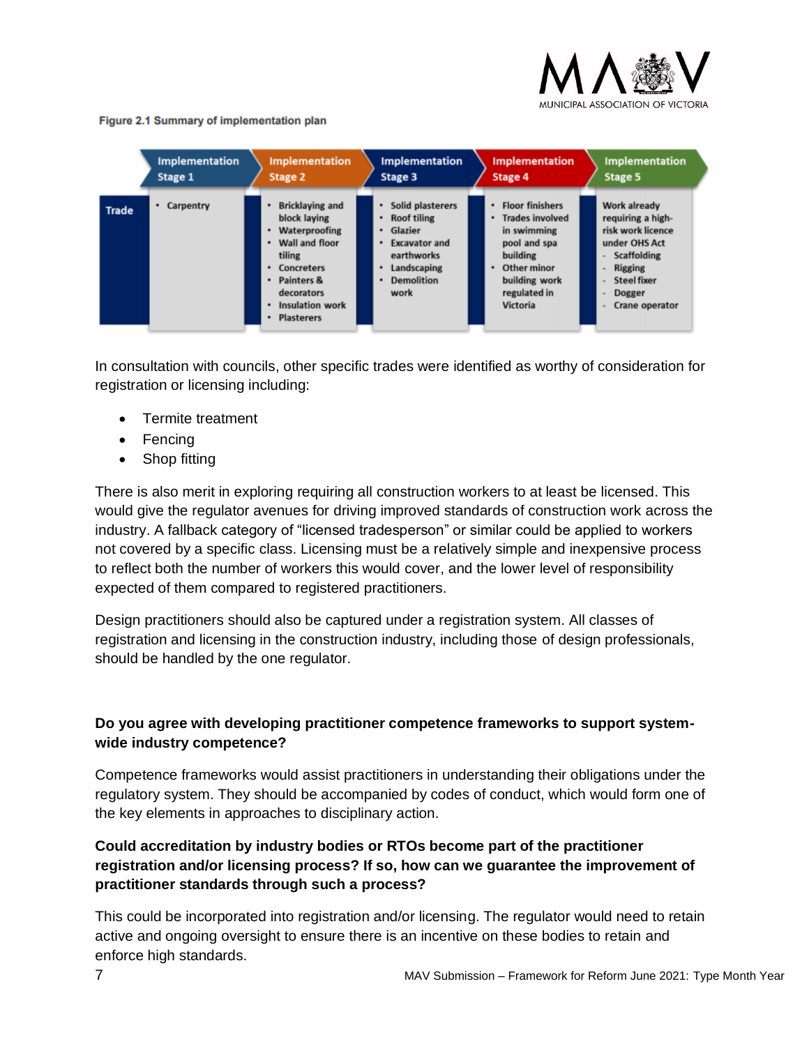Figure 2.1 Summary of implementation plan

| | Implementation Stage 1 | Implementation Stage 2 | Implementation Stage 3 | Implementation Stage 4 | Implementation Stage 5 |
|---|---|---|---|---|---|
| Trade | • Carpentry | • Bricklaying and block laying<br>• Waterproofing<br>• Wall and floor tiling<br>• Concreters<br>• Painters & decorators<br>• Insulation work<br>• Plasterers | • Solid plasterers<br>• Roof tiling<br>• Glazier<br>• Excavator and earthworks<br>• Landscaping<br>• Demolition work | • Floor finishers<br>• Trades involved in swimming pool and spa building<br>• Other minor building work regulated in Victoria | Work already requiring a high-risk work licence under OHS Act<br>- Scaffolding<br>- Rigging<br>- Steel fixer<br>- Dogger<br>- Crane operator |

In consultation with councils, other specific trades were identified as worthy of consideration for registration or licensing including:

- Termite treatment
- Fencing
- Shop fitting

There is also merit in exploring requiring all construction workers to at least be licensed. This would give the regulator avenues for driving improved standards of construction work across the industry. A fallback category of "licensed tradesperson" or similar could be applied to workers not covered by a specific class. Licensing must be a relatively simple and inexpensive process to reflect both the number of workers this would cover, and the lower level of responsibility expected of them compared to registered practitioners.

Design practitioners should also be captured under a registration system. All classes of registration and licensing in the construction industry, including those of design professionals, should be handled by the one regulator.

**Do you agree with developing practitioner competence frameworks to support system-wide industry competence?**

Competence frameworks would assist practitioners in understanding their obligations under the regulatory system. They should be accompanied by codes of conduct, which would form one of the key elements in approaches to disciplinary action.

**Could accreditation by industry bodies or RTOs become part of the practitioner registration and/or licensing process? If so, how can we guarantee the improvement of practitioner standards through such a process?**

This could be incorporated into registration and/or licensing. The regulator would need to retain active and ongoing oversight to ensure there is an incentive on these bodies to retain and enforce high standards.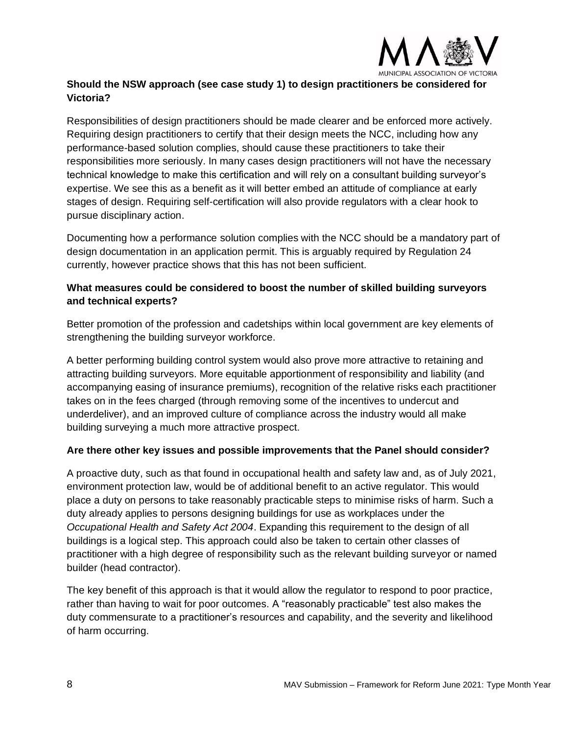**Should the NSW approach (see case study 1) to design practitioners be considered for Victoria?**

Responsibilities of design practitioners should be made clearer and be enforced more actively. Requiring design practitioners to certify that their design meets the NCC, including how any performance-based solution complies, should cause these practitioners to take their responsibilities more seriously. In many cases design practitioners will not have the necessary technical knowledge to make this certification and will rely on a consultant building surveyor's expertise. We see this as a benefit as it will better embed an attitude of compliance at early stages of design. Requiring self-certification will also provide regulators with a clear hook to pursue disciplinary action.

Documenting how a performance solution complies with the NCC should be a mandatory part of design documentation in an application permit. This is arguably required by Regulation 24 currently, however practice shows that this has not been sufficient.

**What measures could be considered to boost the number of skilled building surveyors and technical experts?**

Better promotion of the profession and cadetships within local government are key elements of strengthening the building surveyor workforce.

A better performing building control system would also prove more attractive to retaining and attracting building surveyors. More equitable apportionment of responsibility and liability (and accompanying easing of insurance premiums), recognition of the relative risks each practitioner takes on in the fees charged (through removing some of the incentives to undercut and underdeliver), and an improved culture of compliance across the industry would all make building surveying a much more attractive prospect.

**Are there other key issues and possible improvements that the Panel should consider?**

A proactive duty, such as that found in occupational health and safety law and, as of July 2021, environment protection law, would be of additional benefit to an active regulator. This would place a duty on persons to take reasonably practicable steps to minimise risks of harm. Such a duty already applies to persons designing buildings for use as workplaces under the *Occupational Health and Safety Act 2004*. Expanding this requirement to the design of all buildings is a logical step. This approach could also be taken to certain other classes of practitioner with a high degree of responsibility such as the relevant building surveyor or named builder (head contractor).

The key benefit of this approach is that it would allow the regulator to respond to poor practice, rather than having to wait for poor outcomes. A "reasonably practicable" test also makes the duty commensurate to a practitioner's resources and capability, and the severity and likelihood of harm occurring.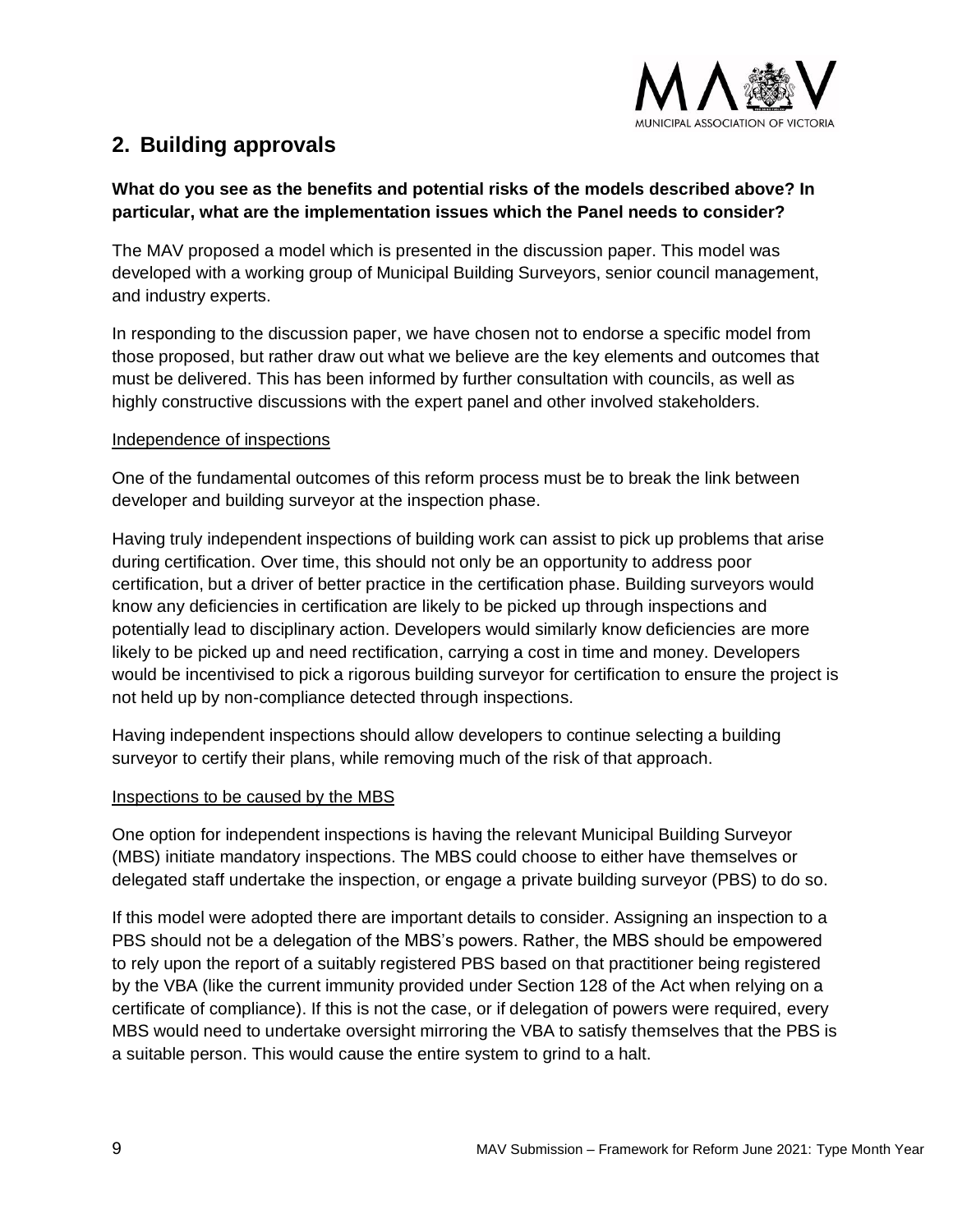## 2. Building approvals

**What do you see as the benefits and potential risks of the models described above? In particular, what are the implementation issues which the Panel needs to consider?**

The MAV proposed a model which is presented in the discussion paper. This model was developed with a working group of Municipal Building Surveyors, senior council management, and industry experts.

In responding to the discussion paper, we have chosen not to endorse a specific model from those proposed, but rather draw out what we believe are the key elements and outcomes that must be delivered. This has been informed by further consultation with councils, as well as highly constructive discussions with the expert panel and other involved stakeholders.

<u>Independence of inspections</u>

One of the fundamental outcomes of this reform process must be to break the link between developer and building surveyor at the inspection phase.

Having truly independent inspections of building work can assist to pick up problems that arise during certification. Over time, this should not only be an opportunity to address poor certification, but a driver of better practice in the certification phase. Building surveyors would know any deficiencies in certification are likely to be picked up through inspections and potentially lead to disciplinary action. Developers would similarly know deficiencies are more likely to be picked up and need rectification, carrying a cost in time and money. Developers would be incentivised to pick a rigorous building surveyor for certification to ensure the project is not held up by non-compliance detected through inspections.

Having independent inspections should allow developers to continue selecting a building surveyor to certify their plans, while removing much of the risk of that approach.

<u>Inspections to be caused by the MBS</u>

One option for independent inspections is having the relevant Municipal Building Surveyor (MBS) initiate mandatory inspections. The MBS could choose to either have themselves or delegated staff undertake the inspection, or engage a private building surveyor (PBS) to do so.

If this model were adopted there are important details to consider. Assigning an inspection to a PBS should not be a delegation of the MBS's powers. Rather, the MBS should be empowered to rely upon the report of a suitably registered PBS based on that practitioner being registered by the VBA (like the current immunity provided under Section 128 of the Act when relying on a certificate of compliance). If this is not the case, or if delegation of powers were required, every MBS would need to undertake oversight mirroring the VBA to satisfy themselves that the PBS is a suitable person. This would cause the entire system to grind to a halt.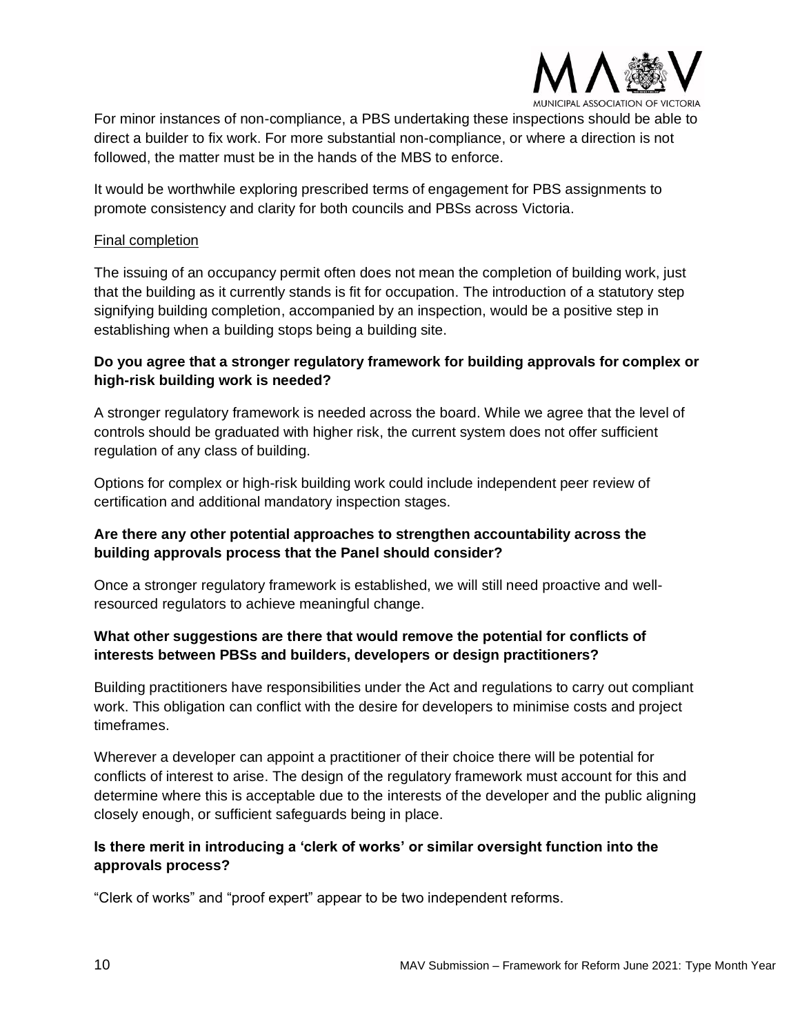For minor instances of non-compliance, a PBS undertaking these inspections should be able to direct a builder to fix work. For more substantial non-compliance, or where a direction is not followed, the matter must be in the hands of the MBS to enforce.

It would be worthwhile exploring prescribed terms of engagement for PBS assignments to promote consistency and clarity for both councils and PBSs across Victoria.

Final completion

The issuing of an occupancy permit often does not mean the completion of building work, just that the building as it currently stands is fit for occupation. The introduction of a statutory step signifying building completion, accompanied by an inspection, would be a positive step in establishing when a building stops being a building site.

**Do you agree that a stronger regulatory framework for building approvals for complex or high-risk building work is needed?**

A stronger regulatory framework is needed across the board. While we agree that the level of controls should be graduated with higher risk, the current system does not offer sufficient regulation of any class of building.

Options for complex or high-risk building work could include independent peer review of certification and additional mandatory inspection stages.

**Are there any other potential approaches to strengthen accountability across the building approvals process that the Panel should consider?**

Once a stronger regulatory framework is established, we will still need proactive and well-resourced regulators to achieve meaningful change.

**What other suggestions are there that would remove the potential for conflicts of interests between PBSs and builders, developers or design practitioners?**

Building practitioners have responsibilities under the Act and regulations to carry out compliant work. This obligation can conflict with the desire for developers to minimise costs and project timeframes.

Wherever a developer can appoint a practitioner of their choice there will be potential for conflicts of interest to arise. The design of the regulatory framework must account for this and determine where this is acceptable due to the interests of the developer and the public aligning closely enough, or sufficient safeguards being in place.

**Is there merit in introducing a 'clerk of works' or similar oversight function into the approvals process?**

"Clerk of works" and "proof expert" appear to be two independent reforms.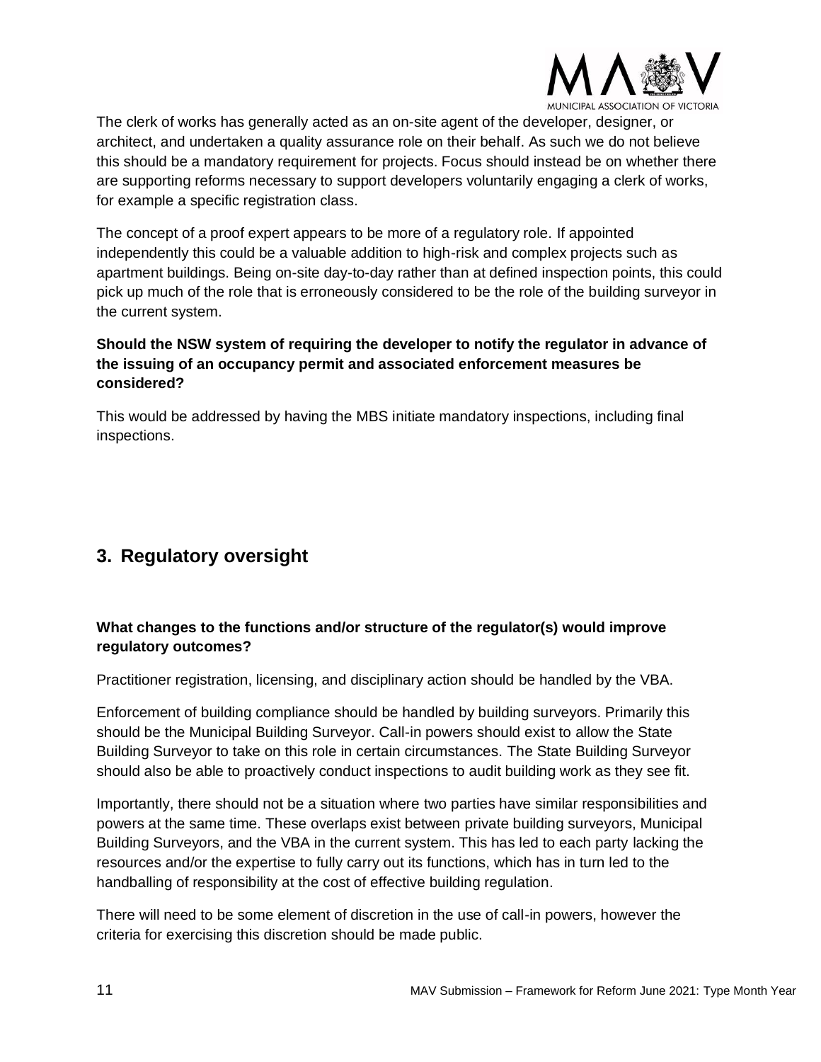The clerk of works has generally acted as an on-site agent of the developer, designer, or architect, and undertaken a quality assurance role on their behalf. As such we do not believe this should be a mandatory requirement for projects. Focus should instead be on whether there are supporting reforms necessary to support developers voluntarily engaging a clerk of works, for example a specific registration class.

The concept of a proof expert appears to be more of a regulatory role. If appointed independently this could be a valuable addition to high-risk and complex projects such as apartment buildings. Being on-site day-to-day rather than at defined inspection points, this could pick up much of the role that is erroneously considered to be the role of the building surveyor in the current system.

**Should the NSW system of requiring the developer to notify the regulator in advance of the issuing of an occupancy permit and associated enforcement measures be considered?**

This would be addressed by having the MBS initiate mandatory inspections, including final inspections.

## 3. Regulatory oversight

**What changes to the functions and/or structure of the regulator(s) would improve regulatory outcomes?**

Practitioner registration, licensing, and disciplinary action should be handled by the VBA.

Enforcement of building compliance should be handled by building surveyors. Primarily this should be the Municipal Building Surveyor. Call-in powers should exist to allow the State Building Surveyor to take on this role in certain circumstances. The State Building Surveyor should also be able to proactively conduct inspections to audit building work as they see fit.

Importantly, there should not be a situation where two parties have similar responsibilities and powers at the same time. These overlaps exist between private building surveyors, Municipal Building Surveyors, and the VBA in the current system. This has led to each party lacking the resources and/or the expertise to fully carry out its functions, which has in turn led to the handballing of responsibility at the cost of effective building regulation.

There will need to be some element of discretion in the use of call-in powers, however the criteria for exercising this discretion should be made public.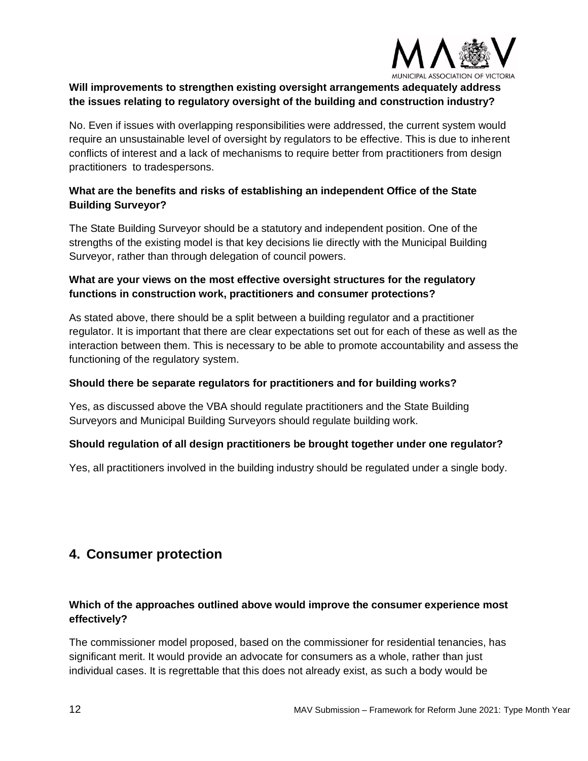**Will improvements to strengthen existing oversight arrangements adequately address the issues relating to regulatory oversight of the building and construction industry?**

No. Even if issues with overlapping responsibilities were addressed, the current system would require an unsustainable level of oversight by regulators to be effective. This is due to inherent conflicts of interest and a lack of mechanisms to require better from practitioners from design practitioners to tradespersons.

**What are the benefits and risks of establishing an independent Office of the State Building Surveyor?**

The State Building Surveyor should be a statutory and independent position. One of the strengths of the existing model is that key decisions lie directly with the Municipal Building Surveyor, rather than through delegation of council powers.

**What are your views on the most effective oversight structures for the regulatory functions in construction work, practitioners and consumer protections?**

As stated above, there should be a split between a building regulator and a practitioner regulator. It is important that there are clear expectations set out for each of these as well as the interaction between them. This is necessary to be able to promote accountability and assess the functioning of the regulatory system.

**Should there be separate regulators for practitioners and for building works?**

Yes, as discussed above the VBA should regulate practitioners and the State Building Surveyors and Municipal Building Surveyors should regulate building work.

**Should regulation of all design practitioners be brought together under one regulator?**

Yes, all practitioners involved in the building industry should be regulated under a single body.

## 4. Consumer protection

**Which of the approaches outlined above would improve the consumer experience most effectively?**

The commissioner model proposed, based on the commissioner for residential tenancies, has significant merit. It would provide an advocate for consumers as a whole, rather than just individual cases. It is regrettable that this does not already exist, as such a body would be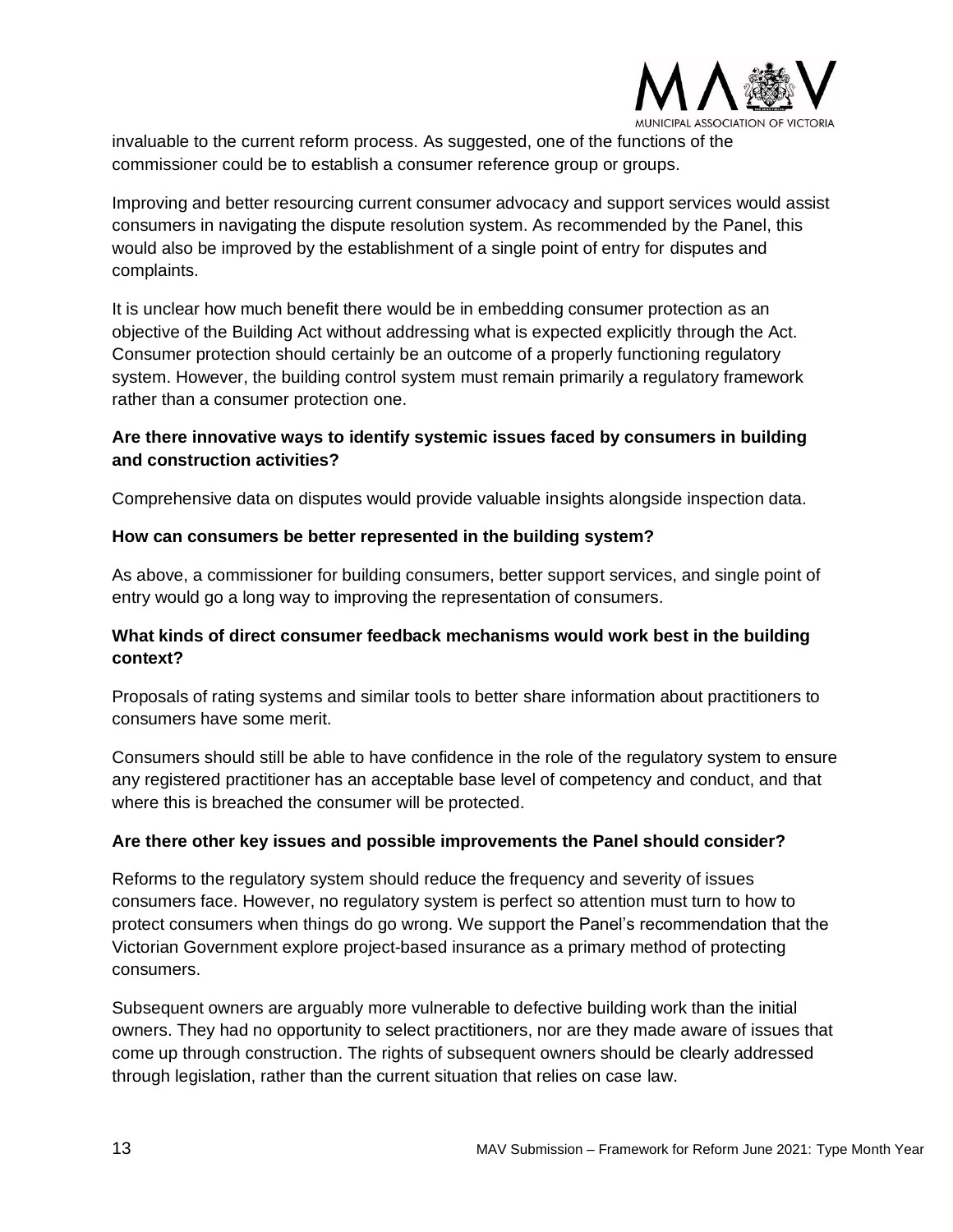invaluable to the current reform process. As suggested, one of the functions of the commissioner could be to establish a consumer reference group or groups.

Improving and better resourcing current consumer advocacy and support services would assist consumers in navigating the dispute resolution system. As recommended by the Panel, this would also be improved by the establishment of a single point of entry for disputes and complaints.

It is unclear how much benefit there would be in embedding consumer protection as an objective of the Building Act without addressing what is expected explicitly through the Act. Consumer protection should certainly be an outcome of a properly functioning regulatory system. However, the building control system must remain primarily a regulatory framework rather than a consumer protection one.

**Are there innovative ways to identify systemic issues faced by consumers in building and construction activities?**

Comprehensive data on disputes would provide valuable insights alongside inspection data.

**How can consumers be better represented in the building system?**

As above, a commissioner for building consumers, better support services, and single point of entry would go a long way to improving the representation of consumers.

**What kinds of direct consumer feedback mechanisms would work best in the building context?**

Proposals of rating systems and similar tools to better share information about practitioners to consumers have some merit.

Consumers should still be able to have confidence in the role of the regulatory system to ensure any registered practitioner has an acceptable base level of competency and conduct, and that where this is breached the consumer will be protected.

**Are there other key issues and possible improvements the Panel should consider?**

Reforms to the regulatory system should reduce the frequency and severity of issues consumers face. However, no regulatory system is perfect so attention must turn to how to protect consumers when things do go wrong. We support the Panel's recommendation that the Victorian Government explore project-based insurance as a primary method of protecting consumers.

Subsequent owners are arguably more vulnerable to defective building work than the initial owners. They had no opportunity to select practitioners, nor are they made aware of issues that come up through construction. The rights of subsequent owners should be clearly addressed through legislation, rather than the current situation that relies on case law.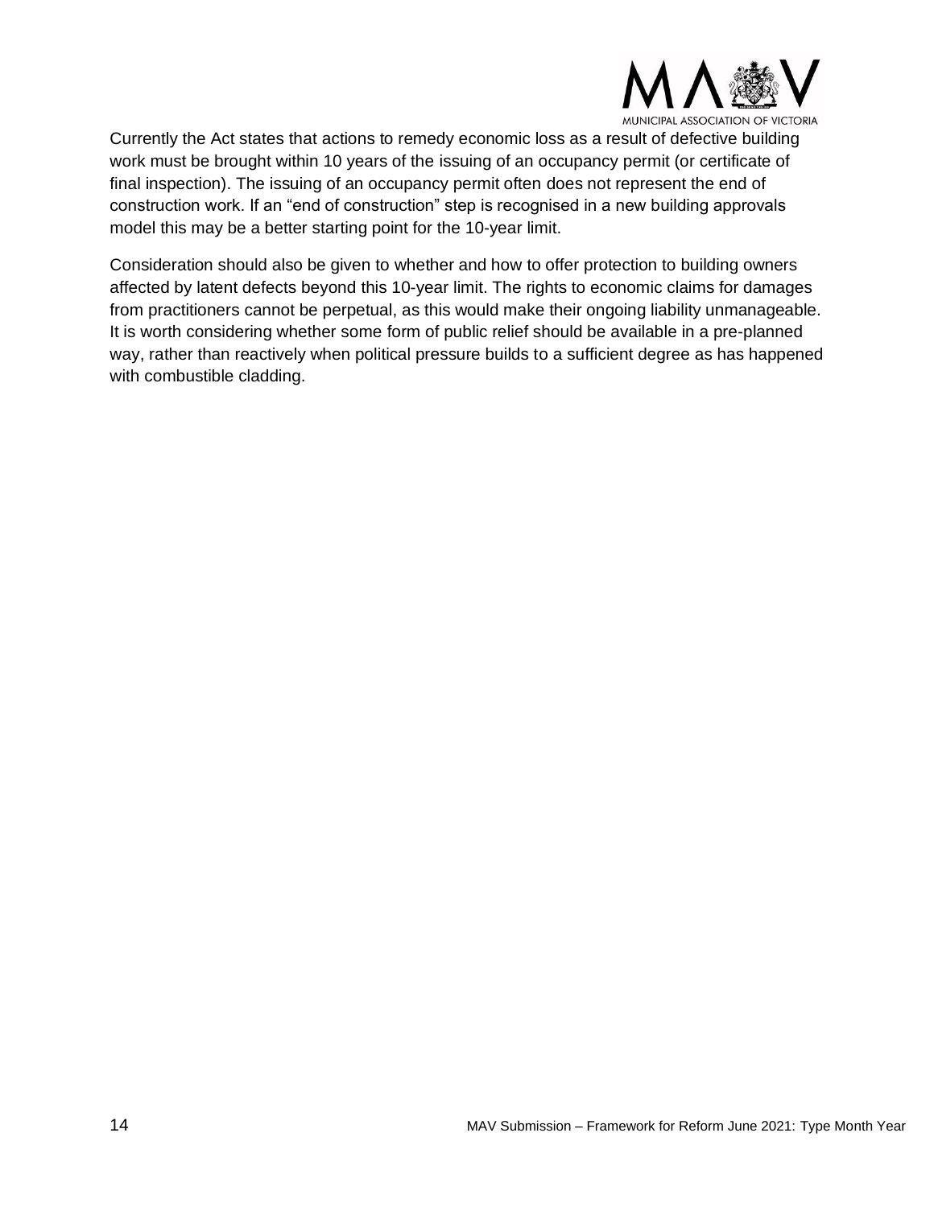Currently the Act states that actions to remedy economic loss as a result of defective building work must be brought within 10 years of the issuing of an occupancy permit (or certificate of final inspection). The issuing of an occupancy permit often does not represent the end of construction work. If an "end of construction" step is recognised in a new building approvals model this may be a better starting point for the 10-year limit.

Consideration should also be given to whether and how to offer protection to building owners affected by latent defects beyond this 10-year limit. The rights to economic claims for damages from practitioners cannot be perpetual, as this would make their ongoing liability unmanageable. It is worth considering whether some form of public relief should be available in a pre-planned way, rather than reactively when political pressure builds to a sufficient degree as has happened with combustible cladding.